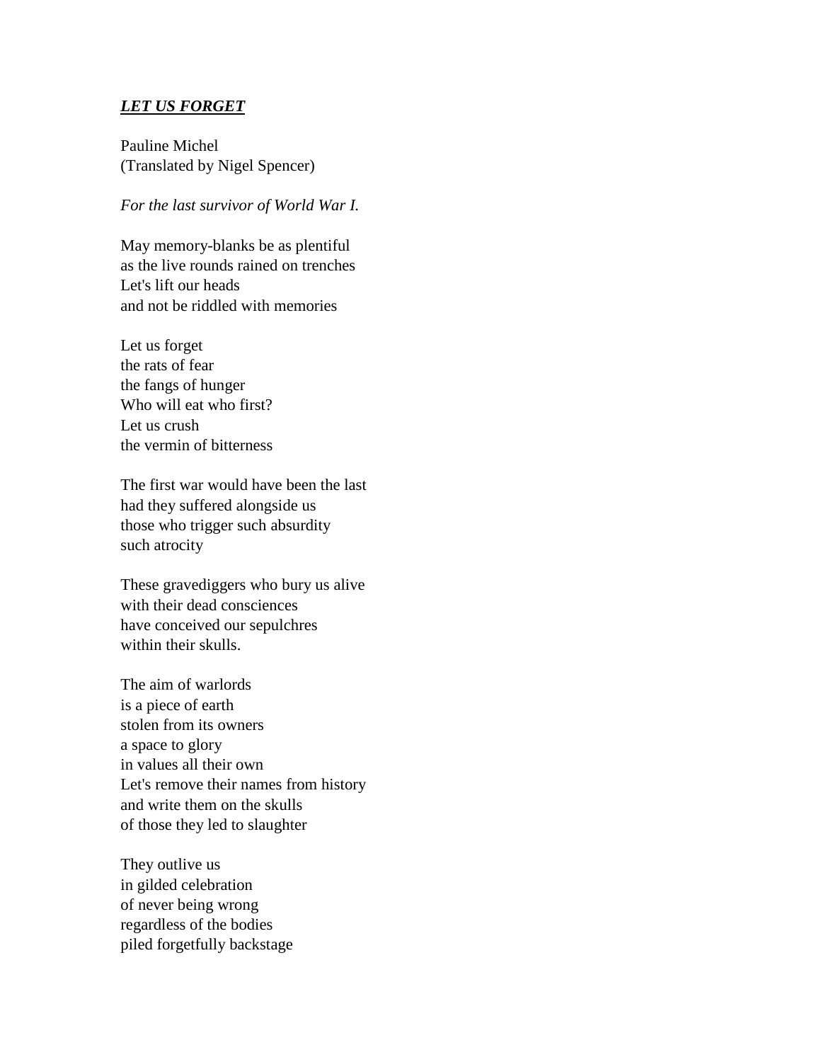***LET US FORGET***

Pauline Michel
(Translated by Nigel Spencer)

*For the last survivor of World War I.*

May memory-blanks be as plentiful
as the live rounds rained on trenches
Let's lift our heads
and not be riddled with memories

Let us forget
the rats of fear
the fangs of hunger
Who will eat who first?
Let us crush
the vermin of bitterness

The first war would have been the last
had they suffered alongside us
those who trigger such absurdity
such atrocity

These gravediggers who bury us alive
with their dead consciences
have conceived our sepulchres
within their skulls.

The aim of warlords
is a piece of earth
stolen from its owners
a space to glory
in values all their own
Let's remove their names from history
and write them on the skulls
of those they led to slaughter

They outlive us
in gilded celebration
of never being wrong
regardless of the bodies
piled forgetfully backstage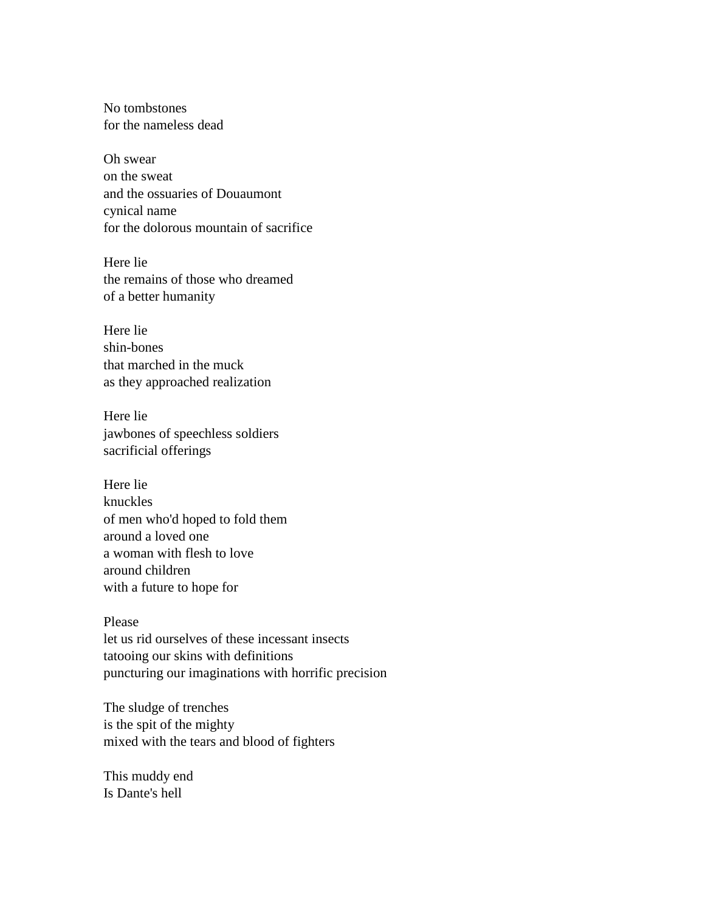No tombstones  
for the nameless dead

Oh swear  
on the sweat  
and the ossuaries of Douaumont  
cynical name  
for the dolorous mountain of sacrifice

Here lie  
the remains of those who dreamed  
of a better humanity

Here lie  
shin-bones  
that marched in the muck  
as they approached realization

Here lie  
jawbones of speechless soldiers  
sacrificial offerings

Here lie  
knuckles  
of men who'd hoped to fold them  
around a loved one  
a woman with flesh to love  
around children  
with a future to hope for

Please  
let us rid ourselves of these incessant insects  
tatooing our skins with definitions  
puncturing our imaginations with horrific precision

The sludge of trenches  
is the spit of the mighty  
mixed with the tears and blood of fighters

This muddy end  
Is Dante's hell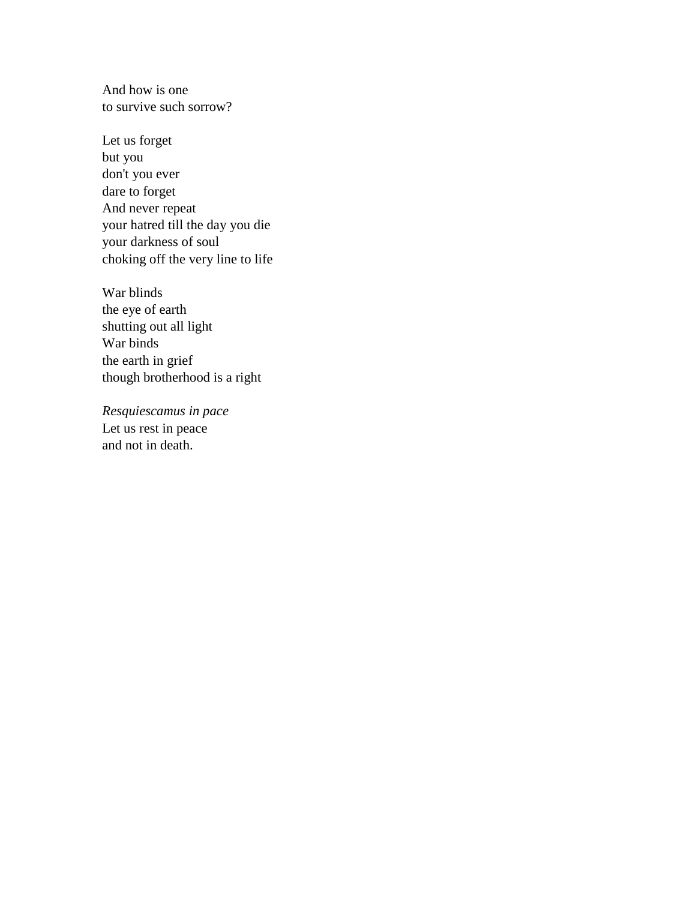And how is one  
to survive such sorrow?

Let us forget  
but you  
don't you ever  
dare to forget  
And never repeat  
your hatred till the day you die  
your darkness of soul  
choking off the very line to life

War blinds  
the eye of earth  
shutting out all light  
War binds  
the earth in grief  
though brotherhood is a right

*Resquiescamus in pace*  
Let us rest in peace  
and not in death.